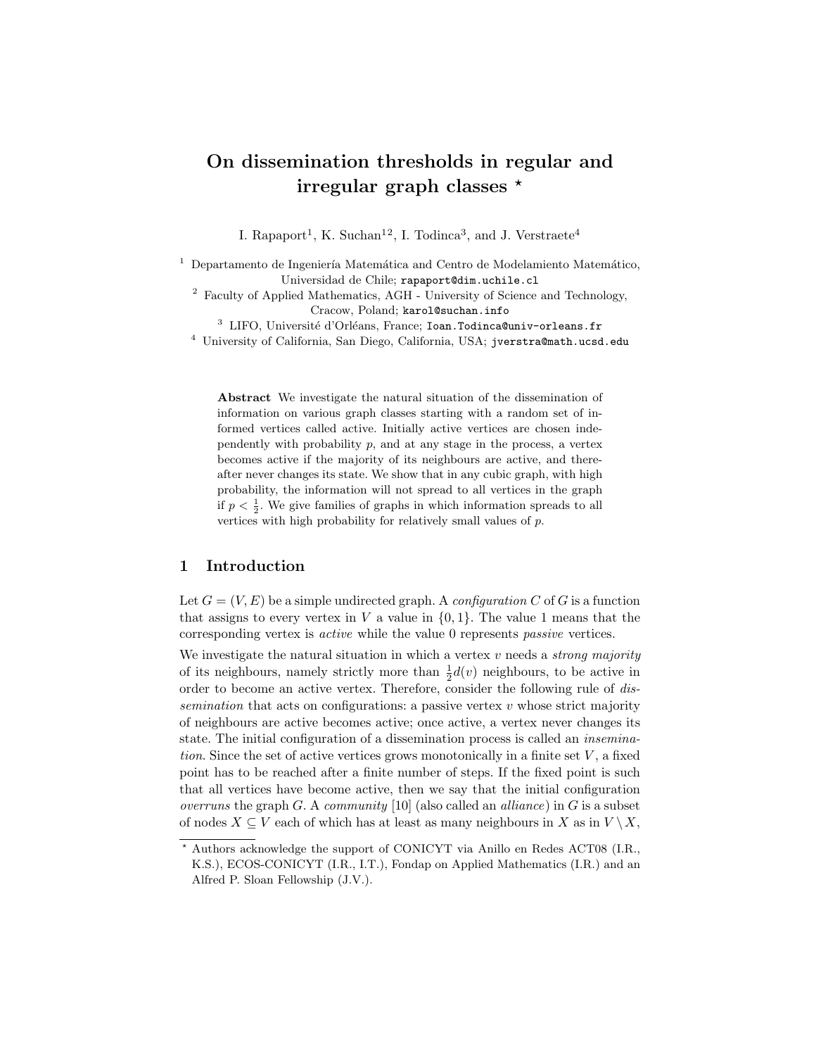# On dissemination thresholds in regular and irregular graph classes *

I. Rapaport[1], K. Suchan[1,2], I. Todinca[3], and J. Verstraete[4]

[1] Departamento de Ingeniería Matemática and Centro de Modelamiento Matemático, Universidad de Chile; `rapaport@dim.uchile.cl`

[2] Faculty of Applied Mathematics, AGH - University of Science and Technology, Cracow, Poland; `karol@suchan.info`

[3] LIFO, Université d'Orléans, France; `Ioan.Todinca@univ-orleans.fr`

[4] University of California, San Diego, California, USA; `jverstra@math.ucsd.edu`

**Abstract** We investigate the natural situation of the dissemination of information on various graph classes starting with a random set of informed vertices called active. Initially active vertices are chosen independently with probability $p$, and at any stage in the process, a vertex becomes active if the majority of its neighbours are active, and thereafter never changes its state. We show that in any cubic graph, with high probability, the information will not spread to all vertices in the graph if $p < \frac{1}{2}$. We give families of graphs in which information spreads to all vertices with high probability for relatively small values of $p$.

## 1 Introduction

Let $G = (V, E)$ be a simple undirected graph. A *configuration* $C$ of $G$ is a function that assigns to every vertex in $V$ a value in $\{0, 1\}$. The value 1 means that the corresponding vertex is *active* while the value 0 represents *passive* vertices.

We investigate the natural situation in which a vertex $v$ needs a *strong majority* of its neighbours, namely strictly more than $\frac{1}{2}d(v)$ neighbours, to be active in order to become an active vertex. Therefore, consider the following rule of *dissemination* that acts on configurations: a passive vertex $v$ whose strict majority of neighbours are active becomes active; once active, a vertex never changes its state. The initial configuration of a dissemination process is called an *insemination*. Since the set of active vertices grows monotonically in a finite set $V$, a fixed point has to be reached after a finite number of steps. If the fixed point is such that all vertices have become active, then we say that the initial configuration *overruns* the graph $G$. A *community* [10] (also called an *alliance*) in $G$ is a subset of nodes $X \subseteq V$ each of which has at least as many neighbours in $X$ as in $V \setminus X$,

* Authors acknowledge the support of CONICYT via Anillo en Redes ACT08 (I.R., K.S.), ECOS-CONICYT (I.R., I.T.), Fondap on Applied Mathematics (I.R.) and an Alfred P. Sloan Fellowship (J.V.).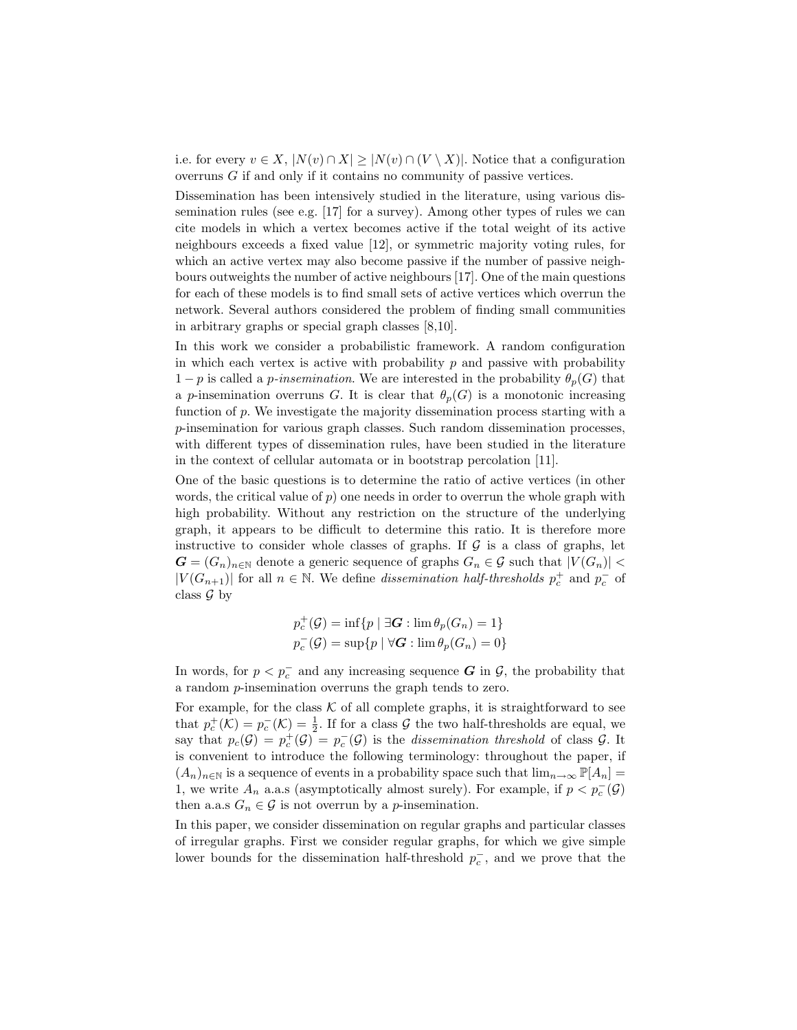i.e. for every $v \in X$, $|N(v) \cap X| \geq |N(v) \cap (V \setminus X)|$. Notice that a configuration overruns $G$ if and only if it contains no community of passive vertices.

Dissemination has been intensively studied in the literature, using various dissemination rules (see e.g. [17] for a survey). Among other types of rules we can cite models in which a vertex becomes active if the total weight of its active neighbours exceeds a fixed value [12], or symmetric majority voting rules, for which an active vertex may also become passive if the number of passive neighbours outweights the number of active neighbours [17]. One of the main questions for each of these models is to find small sets of active vertices which overrun the network. Several authors considered the problem of finding small communities in arbitrary graphs or special graph classes [8,10].

In this work we consider a probabilistic framework. A random configuration in which each vertex is active with probability $p$ and passive with probability $1-p$ is called a *p-insemination*. We are interested in the probability $\theta_p(G)$ that a $p$-insemination overruns $G$. It is clear that $\theta_p(G)$ is a monotonic increasing function of $p$. We investigate the majority dissemination process starting with a $p$-insemination for various graph classes. Such random dissemination processes, with different types of dissemination rules, have been studied in the literature in the context of cellular automata or in bootstrap percolation [11].

One of the basic questions is to determine the ratio of active vertices (in other words, the critical value of $p$) one needs in order to overrun the whole graph with high probability. Without any restriction on the structure of the underlying graph, it appears to be difficult to determine this ratio. It is therefore more instructive to consider whole classes of graphs. If $\mathcal{G}$ is a class of graphs, let $\boldsymbol{G} = (G_n)_{n\in\mathbb{N}}$ denote a generic sequence of graphs $G_n \in \mathcal{G}$ such that $|V(G_n)| < |V(G_{n+1})|$ for all $n \in \mathbb{N}$. We define *dissemination half-thresholds* $p_c^+$ and $p_c^-$ of class $\mathcal{G}$ by

$$p_c^+(\mathcal{G}) = \inf\{p \mid \exists \boldsymbol{G} : \lim \theta_p(G_n) = 1\}$$
$$p_c^-(\mathcal{G}) = \sup\{p \mid \forall \boldsymbol{G} : \lim \theta_p(G_n) = 0\}$$

In words, for $p < p_c^-$ and any increasing sequence $\boldsymbol{G}$ in $\mathcal{G}$, the probability that a random $p$-insemination overruns the graph tends to zero.

For example, for the class $\mathcal{K}$ of all complete graphs, it is straightforward to see that $p_c^+(\mathcal{K}) = p_c^-(\mathcal{K}) = \frac{1}{2}$. If for a class $\mathcal{G}$ the two half-thresholds are equal, we say that $p_c(\mathcal{G}) = p_c^+(\mathcal{G}) = p_c^-(\mathcal{G})$ is the *dissemination threshold* of class $\mathcal{G}$. It is convenient to introduce the following terminology: throughout the paper, if $(A_n)_{n\in\mathbb{N}}$ is a sequence of events in a probability space such that $\lim_{n\to\infty} \mathbb{P}[A_n] = 1$, we write $A_n$ a.a.s (asymptotically almost surely). For example, if $p < p_c^-(\mathcal{G})$ then a.a.s $G_n \in \mathcal{G}$ is not overrun by a $p$-insemination.

In this paper, we consider dissemination on regular graphs and particular classes of irregular graphs. First we consider regular graphs, for which we give simple lower bounds for the dissemination half-threshold $p_c^-$, and we prove that the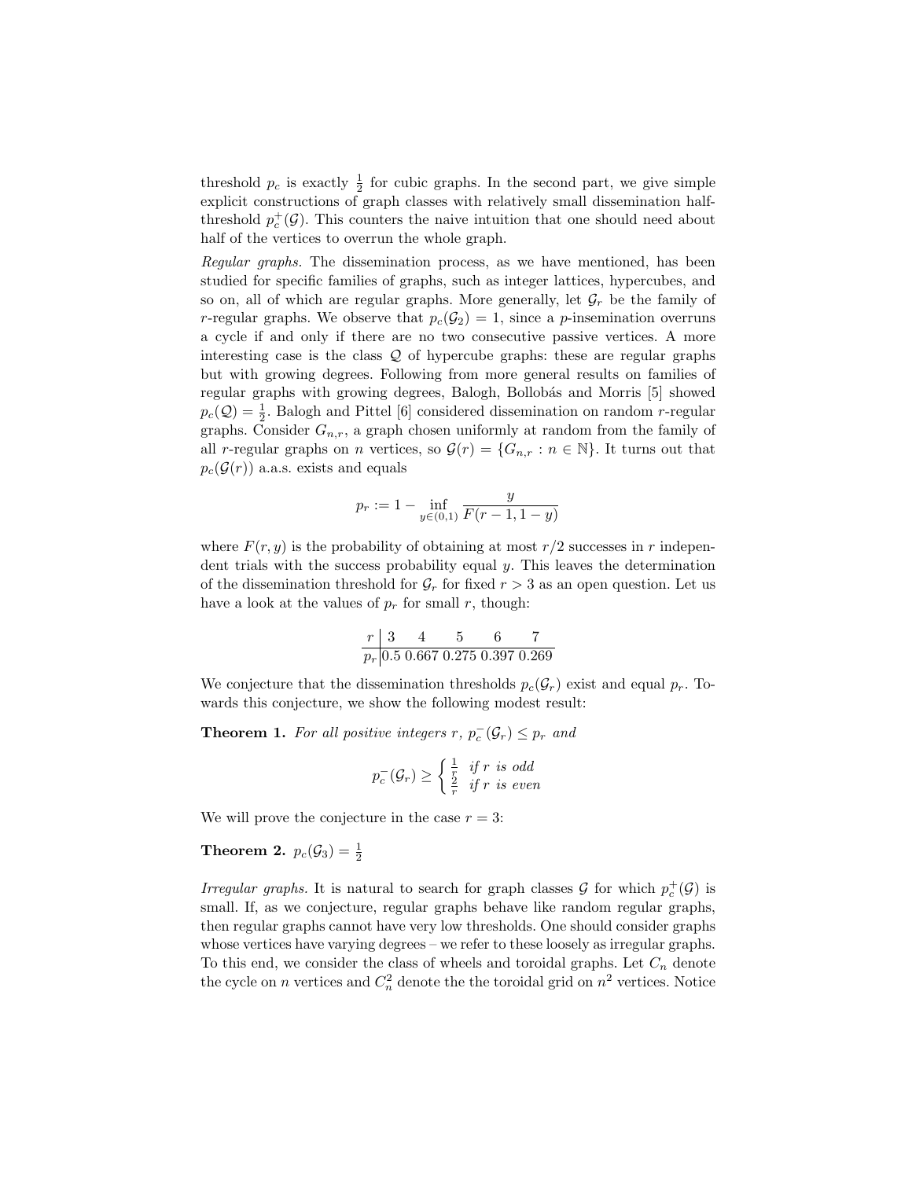threshold $p_c$ is exactly $\frac{1}{2}$ for cubic graphs. In the second part, we give simple explicit constructions of graph classes with relatively small dissemination half-threshold $p_c^+(\mathcal{G})$. This counters the naive intuition that one should need about half of the vertices to overrun the whole graph.

*Regular graphs.* The dissemination process, as we have mentioned, has been studied for specific families of graphs, such as integer lattices, hypercubes, and so on, all of which are regular graphs. More generally, let $\mathcal{G}_r$ be the family of $r$-regular graphs. We observe that $p_c(\mathcal{G}_2) = 1$, since a $p$-insemination overruns a cycle if and only if there are no two consecutive passive vertices. A more interesting case is the class $\mathcal{Q}$ of hypercube graphs: these are regular graphs but with growing degrees. Following from more general results on families of regular graphs with growing degrees, Balogh, Bollobás and Morris [5] showed $p_c(\mathcal{Q}) = \frac{1}{2}$. Balogh and Pittel [6] considered dissemination on random $r$-regular graphs. Consider $G_{n,r}$, a graph chosen uniformly at random from the family of all $r$-regular graphs on $n$ vertices, so $\mathcal{G}(r) = \{G_{n,r} : n \in \mathbb{N}\}$. It turns out that $p_c(\mathcal{G}(r))$ a.a.s. exists and equals

$$p_r := 1 - \inf_{y \in (0,1)} \frac{y}{F(r-1, 1-y)}$$

where $F(r, y)$ is the probability of obtaining at most $r/2$ successes in $r$ independent trials with the success probability equal $y$. This leaves the determination of the dissemination threshold for $\mathcal{G}_r$ for fixed $r > 3$ as an open question. Let us have a look at the values of $p_r$ for small $r$, though:

| $r$ | 3 | 4 | 5 | 6 | 7 |
|---|---|---|---|---|---|
| $p_r$ | 0.5 | 0.667 | 0.275 | 0.397 | 0.269 |

We conjecture that the dissemination thresholds $p_c(\mathcal{G}_r)$ exist and equal $p_r$. Towards this conjecture, we show the following modest result:

**Theorem 1.** *For all positive integers $r$, $p_c^-(\mathcal{G}_r) \leq p_r$ and*

$$p_c^-(\mathcal{G}_r) \geq \begin{cases} \frac{1}{r} & \text{if } r \text{ is odd} \\ \frac{2}{r} & \text{if } r \text{ is even} \end{cases}$$

We will prove the conjecture in the case $r = 3$:

**Theorem 2.** $p_c(\mathcal{G}_3) = \frac{1}{2}$

*Irregular graphs.* It is natural to search for graph classes $\mathcal{G}$ for which $p_c^+(\mathcal{G})$ is small. If, as we conjecture, regular graphs behave like random regular graphs, then regular graphs cannot have very low thresholds. One should consider graphs whose vertices have varying degrees – we refer to these loosely as irregular graphs. To this end, we consider the class of wheels and toroidal graphs. Let $C_n$ denote the cycle on $n$ vertices and $C_n^2$ denote the the toroidal grid on $n^2$ vertices. Notice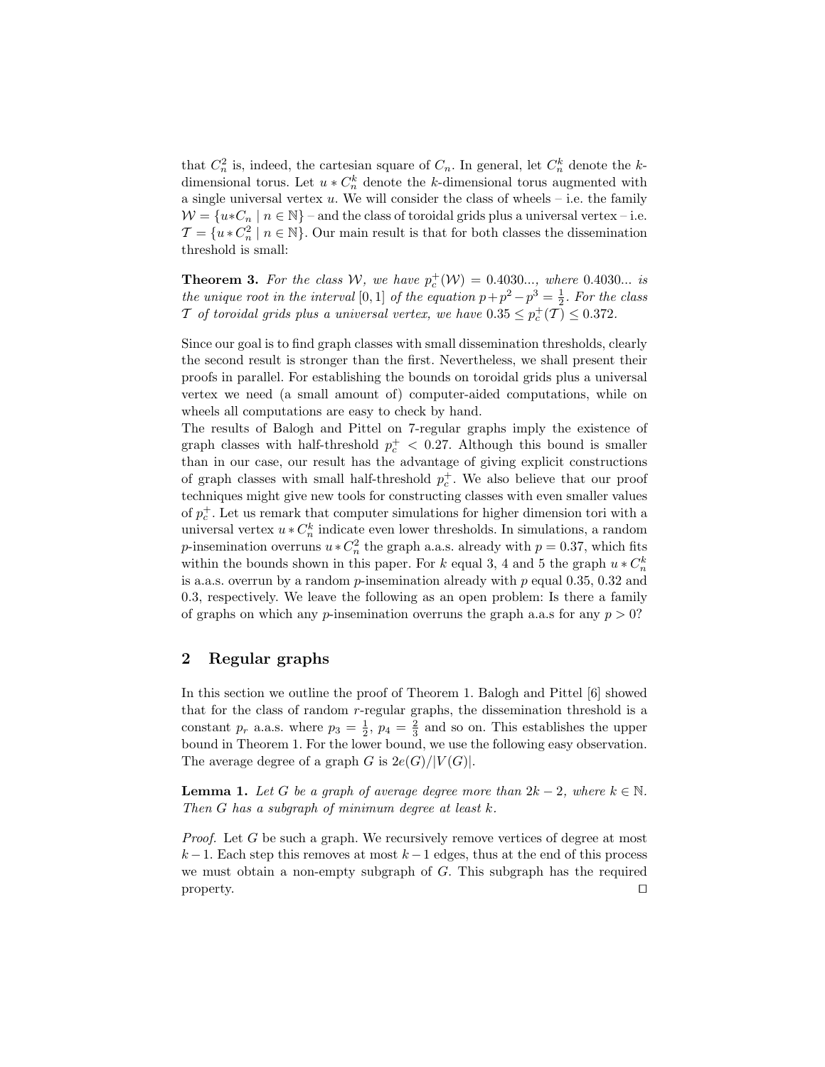that $C_n^2$ is, indeed, the cartesian square of $C_n$. In general, let $C_n^k$ denote the $k$-dimensional torus. Let $u * C_n^k$ denote the $k$-dimensional torus augmented with a single universal vertex $u$. We will consider the class of wheels – i.e. the family $\mathcal{W} = \{u * C_n \mid n \in \mathbb{N}\}$ – and the class of toroidal grids plus a universal vertex – i.e. $\mathcal{T} = \{u * C_n^2 \mid n \in \mathbb{N}\}$. Our main result is that for both classes the dissemination threshold is small:

**Theorem 3.** *For the class $\mathcal{W}$, we have $p_c^+(\mathcal{W}) = 0.4030...$, where $0.4030...$ is the unique root in the interval $[0, 1]$ of the equation $p + p^2 - p^3 = \frac{1}{2}$. For the class $\mathcal{T}$ of toroidal grids plus a universal vertex, we have $0.35 \leq p_c^+(\mathcal{T}) \leq 0.372$.*

Since our goal is to find graph classes with small dissemination thresholds, clearly the second result is stronger than the first. Nevertheless, we shall present their proofs in parallel. For establishing the bounds on toroidal grids plus a universal vertex we need (a small amount of) computer-aided computations, while on wheels all computations are easy to check by hand.
The results of Balogh and Pittel on 7-regular graphs imply the existence of graph classes with half-threshold $p_c^+ < 0.27$. Although this bound is smaller than in our case, our result has the advantage of giving explicit constructions of graph classes with small half-threshold $p_c^+$. We also believe that our proof techniques might give new tools for constructing classes with even smaller values of $p_c^+$. Let us remark that computer simulations for higher dimension tori with a universal vertex $u * C_n^k$ indicate even lower thresholds. In simulations, a random $p$-insemination overruns $u * C_n^2$ the graph a.a.s. already with $p = 0.37$, which fits within the bounds shown in this paper. For $k$ equal 3, 4 and 5 the graph $u * C_n^k$ is a.a.s. overrun by a random $p$-insemination already with $p$ equal 0.35, 0.32 and 0.3, respectively. We leave the following as an open problem: Is there a family of graphs on which any $p$-insemination overruns the graph a.a.s for any $p > 0$?

## 2 Regular graphs

In this section we outline the proof of Theorem 1. Balogh and Pittel [6] showed that for the class of random $r$-regular graphs, the dissemination threshold is a constant $p_r$ a.a.s. where $p_3 = \frac{1}{2}$, $p_4 = \frac{2}{3}$ and so on. This establishes the upper bound in Theorem 1. For the lower bound, we use the following easy observation. The average degree of a graph $G$ is $2e(G)/|V(G)|$.

**Lemma 1.** *Let $G$ be a graph of average degree more than $2k - 2$, where $k \in \mathbb{N}$. Then $G$ has a subgraph of minimum degree at least $k$.*

*Proof.* Let $G$ be such a graph. We recursively remove vertices of degree at most $k-1$. Each step this removes at most $k-1$ edges, thus at the end of this process we must obtain a non-empty subgraph of $G$. This subgraph has the required property. □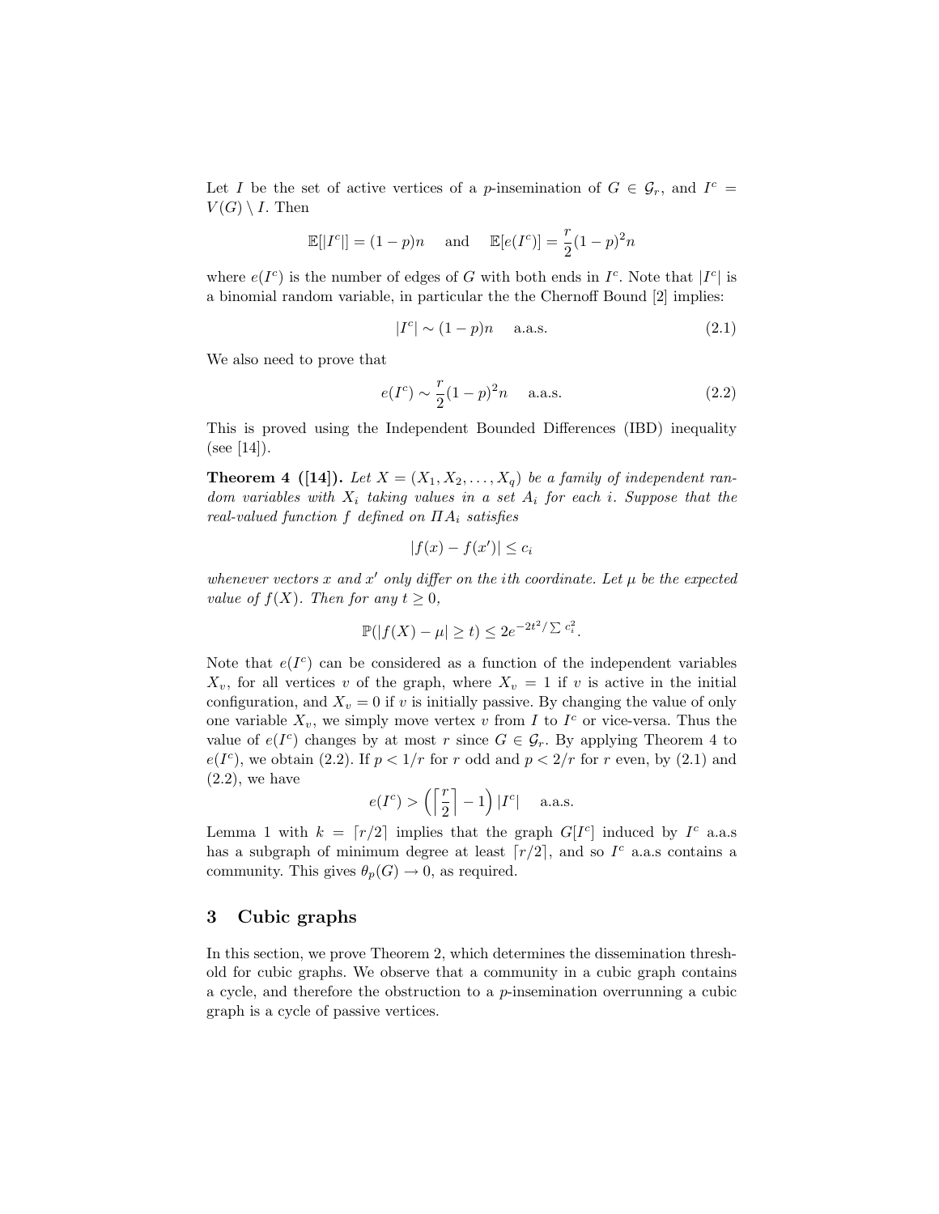Let $I$ be the set of active vertices of a $p$-insemination of $G \in \mathcal{G}_r$, and $I^c = V(G) \setminus I$. Then

$$\mathbb{E}[|I^c|] = (1-p)n \quad \text{ and } \quad \mathbb{E}[e(I^c)] = \frac{r}{2}(1-p)^2 n$$

where $e(I^c)$ is the number of edges of $G$ with both ends in $I^c$. Note that $|I^c|$ is a binomial random variable, in particular the the Chernoff Bound [2] implies:

$$|I^c| \sim (1-p)n \quad \text{ a.a.s.} \tag{2.1}$$

We also need to prove that

$$e(I^c) \sim \frac{r}{2}(1-p)^2 n \quad \text{ a.a.s.} \tag{2.2}$$

This is proved using the Independent Bounded Differences (IBD) inequality (see [14]).

**Theorem 4 ([14]).** *Let $X = (X_1, X_2, \dots, X_q)$ be a family of independent random variables with $X_i$ taking values in a set $A_i$ for each $i$. Suppose that the real-valued function $f$ defined on $\Pi A_i$ satisfies*

$$|f(x) - f(x')| \le c_i$$

*whenever vectors $x$ and $x'$ only differ on the $i$th coordinate. Let $\mu$ be the expected value of $f(X)$. Then for any $t \ge 0$,*

$$\mathbb{P}(|f(X) - \mu| \ge t) \le 2e^{-2t^2/\sum c_i^2}.$$

Note that $e(I^c)$ can be considered as a function of the independent variables $X_v$, for all vertices $v$ of the graph, where $X_v = 1$ if $v$ is active in the initial configuration, and $X_v = 0$ if $v$ is initially passive. By changing the value of only one variable $X_v$, we simply move vertex $v$ from $I$ to $I^c$ or vice-versa. Thus the value of $e(I^c)$ changes by at most $r$ since $G \in \mathcal{G}_r$. By applying Theorem 4 to $e(I^c)$, we obtain (2.2). If $p < 1/r$ for $r$ odd and $p < 2/r$ for $r$ even, by (2.1) and (2.2), we have

$$e(I^c) > \left( \left\lceil \frac{r}{2} \right\rceil - 1 \right) |I^c| \quad \text{ a.a.s.}$$

Lemma 1 with $k = \lceil r/2 \rceil$ implies that the graph $G[I^c]$ induced by $I^c$ a.a.s has a subgraph of minimum degree at least $\lceil r/2 \rceil$, and so $I^c$ a.a.s contains a community. This gives $\theta_p(G) \to 0$, as required.

## 3 Cubic graphs

In this section, we prove Theorem 2, which determines the dissemination threshold for cubic graphs. We observe that a community in a cubic graph contains a cycle, and therefore the obstruction to a $p$-insemination overrunning a cubic graph is a cycle of passive vertices.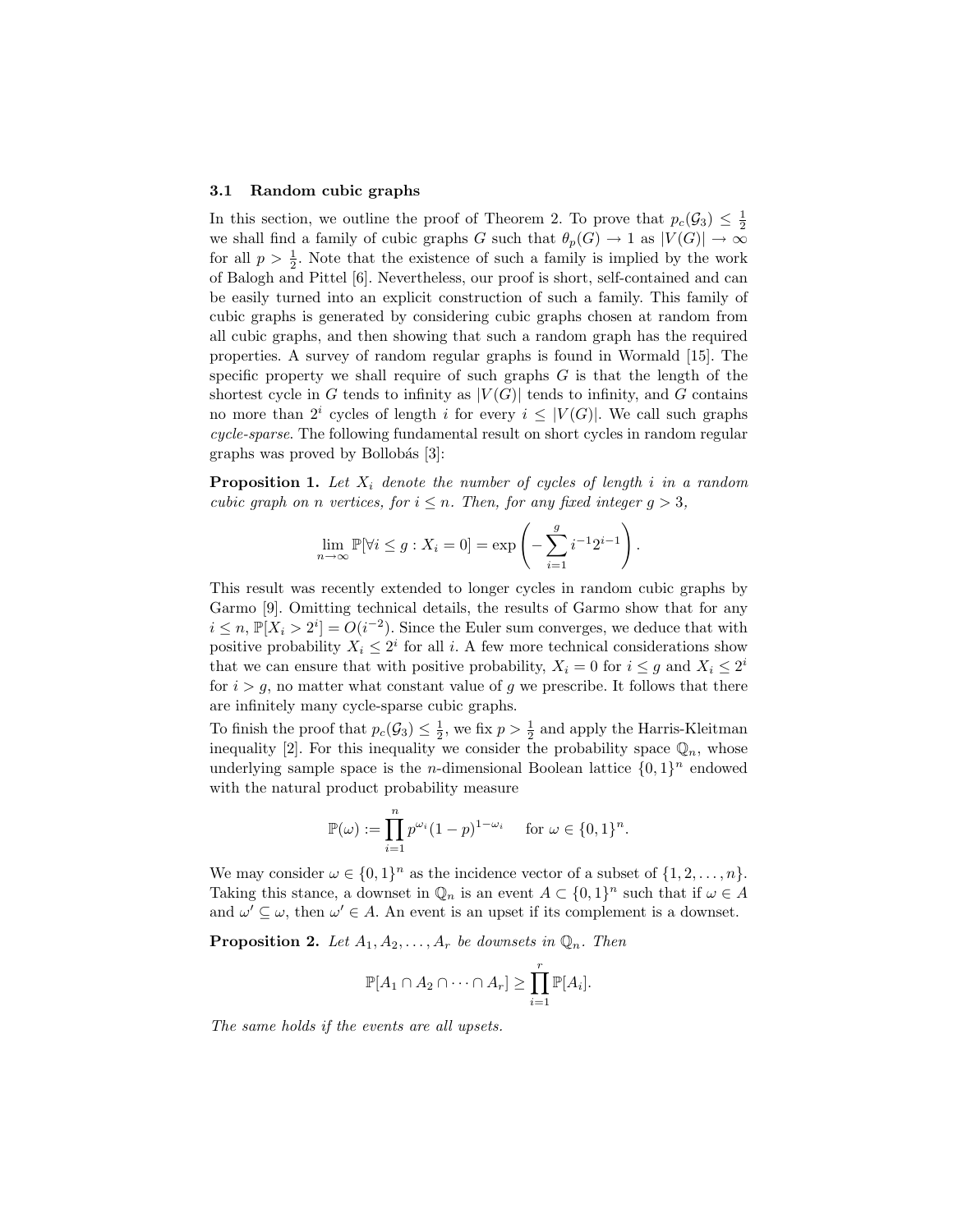### 3.1 Random cubic graphs

In this section, we outline the proof of Theorem 2. To prove that $p_c(\mathcal{G}_3) \leq \frac{1}{2}$ we shall find a family of cubic graphs $G$ such that $\theta_p(G) \to 1$ as $|V(G)| \to \infty$ for all $p > \frac{1}{2}$. Note that the existence of such a family is implied by the work of Balogh and Pittel [6]. Nevertheless, our proof is short, self-contained and can be easily turned into an explicit construction of such a family. This family of cubic graphs is generated by considering cubic graphs chosen at random from all cubic graphs, and then showing that such a random graph has the required properties. A survey of random regular graphs is found in Wormald [15]. The specific property we shall require of such graphs $G$ is that the length of the shortest cycle in $G$ tends to infinity as $|V(G)|$ tends to infinity, and $G$ contains no more than $2^i$ cycles of length $i$ for every $i \leq |V(G)|$. We call such graphs *cycle-sparse*. The following fundamental result on short cycles in random regular graphs was proved by Bollobás [3]:

**Proposition 1.** *Let $X_i$ denote the number of cycles of length $i$ in a random cubic graph on $n$ vertices, for $i \leq n$. Then, for any fixed integer $g > 3$,*

$$\lim_{n\to\infty} \mathbb{P}[\forall i \leq g : X_i = 0] = \exp\left(-\sum_{i=1}^{g} i^{-1}2^{i-1}\right).$$

This result was recently extended to longer cycles in random cubic graphs by Garmo [9]. Omitting technical details, the results of Garmo show that for any $i \leq n$, $\mathbb{P}[X_i > 2^i] = O(i^{-2})$. Since the Euler sum converges, we deduce that with positive probability $X_i \leq 2^i$ for all $i$. A few more technical considerations show that we can ensure that with positive probability, $X_i = 0$ for $i \leq g$ and $X_i \leq 2^i$ for $i > g$, no matter what constant value of $g$ we prescribe. It follows that there are infinitely many cycle-sparse cubic graphs.

To finish the proof that $p_c(\mathcal{G}_3) \leq \frac{1}{2}$, we fix $p > \frac{1}{2}$ and apply the Harris-Kleitman inequality [2]. For this inequality we consider the probability space $\mathbb{Q}_n$, whose underlying sample space is the $n$-dimensional Boolean lattice $\{0,1\}^n$ endowed with the natural product probability measure

$$\mathbb{P}(\omega) := \prod_{i=1}^{n} p^{\omega_i}(1-p)^{1-\omega_i} \quad \text{ for } \omega \in \{0,1\}^n.$$

We may consider $\omega \in \{0,1\}^n$ as the incidence vector of a subset of $\{1, 2, \dots, n\}$. Taking this stance, a downset in $\mathbb{Q}_n$ is an event $A \subset \{0,1\}^n$ such that if $\omega \in A$ and $\omega' \subseteq \omega$, then $\omega' \in A$. An event is an upset if its complement is a downset.

**Proposition 2.** *Let $A_1, A_2, \dots, A_r$ be downsets in $\mathbb{Q}_n$. Then*

$$\mathbb{P}[A_1 \cap A_2 \cap \cdots \cap A_r] \geq \prod_{i=1}^{r} \mathbb{P}[A_i].$$

*The same holds if the events are all upsets.*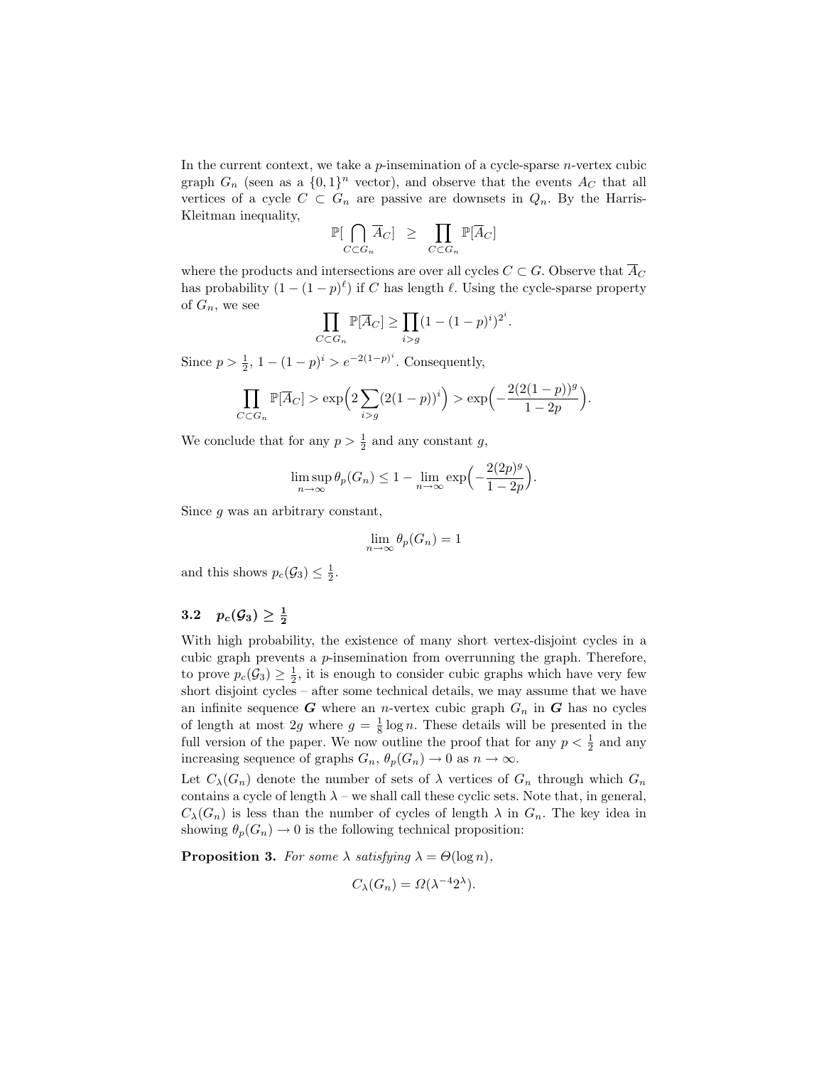In the current context, we take a $p$-insemination of a cycle-sparse $n$-vertex cubic graph $G_n$ (seen as a $\{0,1\}^n$ vector), and observe that the events $A_C$ that all vertices of a cycle $C \subset G_n$ are passive are downsets in $Q_n$. By the Harris-Kleitman inequality,

$$\mathbb{P}[\bigcap_{C \subset G_n} \overline{A}_C] \;\; \geq \;\; \prod_{C \subset G_n} \mathbb{P}[\overline{A}_C]$$

where the products and intersections are over all cycles $C \subset G$. Observe that $\overline{A}_C$ has probability $(1-(1-p)^\ell)$ if $C$ has length $\ell$. Using the cycle-sparse property of $G_n$, we see

$$\prod_{C \subset G_n} \mathbb{P}[\overline{A}_C] \geq \prod_{i>g} (1-(1-p)^i)^{2^i}.$$

Since $p > \frac{1}{2}$, $1-(1-p)^i > e^{-2(1-p)^i}$. Consequently,

$$\prod_{C \subset G_n} \mathbb{P}[\overline{A}_C] > \exp\Big(2\sum_{i>g} (2(1-p))^i\Big) > \exp\Big(-\frac{2(2(1-p))^g}{1-2p}\Big).$$

We conclude that for any $p > \frac{1}{2}$ and any constant $g$,

$$\limsup_{n\to\infty} \theta_p(G_n) \leq 1 - \lim_{n\to\infty} \exp\Big(-\frac{2(2p)^g}{1-2p}\Big).$$

Since $g$ was an arbitrary constant,

$$\lim_{n\to\infty} \theta_p(G_n) = 1$$

and this shows $p_c(\mathcal{G}_3) \leq \frac{1}{2}$.

### 3.2 $p_c(\mathcal{G}_3) \geq \frac{1}{2}$

With high probability, the existence of many short vertex-disjoint cycles in a cubic graph prevents a $p$-insemination from overrunning the graph. Therefore, to prove $p_c(\mathcal{G}_3) \geq \frac{1}{2}$, it is enough to consider cubic graphs which have very few short disjoint cycles – after some technical details, we may assume that we have an infinite sequence $\boldsymbol{G}$ where an $n$-vertex cubic graph $G_n$ in $\boldsymbol{G}$ has no cycles of length at most $2g$ where $g = \frac{1}{8}\log n$. These details will be presented in the full version of the paper. We now outline the proof that for any $p < \frac{1}{2}$ and any increasing sequence of graphs $G_n$, $\theta_p(G_n) \to 0$ as $n \to \infty$.

Let $C_\lambda(G_n)$ denote the number of sets of $\lambda$ vertices of $G_n$ through which $G_n$ contains a cycle of length $\lambda$ – we shall call these cyclic sets. Note that, in general, $C_\lambda(G_n)$ is less than the number of cycles of length $\lambda$ in $G_n$. The key idea in showing $\theta_p(G_n) \to 0$ is the following technical proposition:

**Proposition 3.** *For some $\lambda$ satisfying $\lambda = \Theta(\log n)$,*

$$C_\lambda(G_n) = \Omega(\lambda^{-4}2^\lambda).$$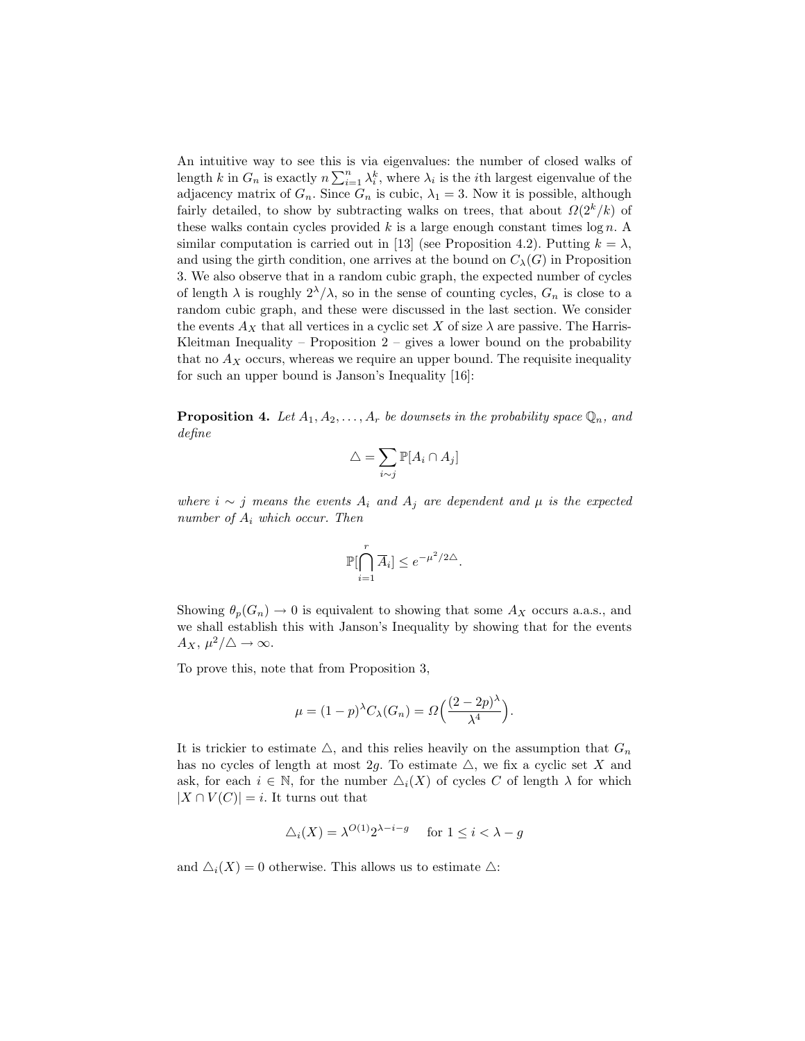An intuitive way to see this is via eigenvalues: the number of closed walks of length $k$ in $G_n$ is exactly $n\sum_{i=1}^{n} \lambda_i^k$, where $\lambda_i$ is the $i$th largest eigenvalue of the adjacency matrix of $G_n$. Since $G_n$ is cubic, $\lambda_1 = 3$. Now it is possible, although fairly detailed, to show by subtracting walks on trees, that about $\Omega(2^k/k)$ of these walks contain cycles provided $k$ is a large enough constant times $\log n$. A similar computation is carried out in [13] (see Proposition 4.2). Putting $k = \lambda$, and using the girth condition, one arrives at the bound on $C_\lambda(G)$ in Proposition 3. We also observe that in a random cubic graph, the expected number of cycles of length $\lambda$ is roughly $2^\lambda/\lambda$, so in the sense of counting cycles, $G_n$ is close to a random cubic graph, and these were discussed in the last section. We consider the events $A_X$ that all vertices in a cyclic set $X$ of size $\lambda$ are passive. The Harris-Kleitman Inequality – Proposition 2 – gives a lower bound on the probability that no $A_X$ occurs, whereas we require an upper bound. The requisite inequality for such an upper bound is Janson's Inequality [16]:

**Proposition 4.** *Let $A_1, A_2, \ldots, A_r$ be downsets in the probability space $\mathbb{Q}_n$, and define*

$$\triangle = \sum_{i \sim j} \mathbb{P}[A_i \cap A_j]$$

*where $i \sim j$ means the events $A_i$ and $A_j$ are dependent and $\mu$ is the expected number of $A_i$ which occur. Then*

$$\mathbb{P}[\bigcap_{i=1}^{r} \overline{A}_i] \leq e^{-\mu^2/2\triangle}.$$

Showing $\theta_p(G_n) \to 0$ is equivalent to showing that some $A_X$ occurs a.a.s., and we shall establish this with Janson's Inequality by showing that for the events $A_X$, $\mu^2/\triangle \to \infty$.

To prove this, note that from Proposition 3,

$$\mu = (1-p)^\lambda C_\lambda(G_n) = \Omega\Big(\frac{(2-2p)^\lambda}{\lambda^4}\Big).$$

It is trickier to estimate $\triangle$, and this relies heavily on the assumption that $G_n$ has no cycles of length at most $2g$. To estimate $\triangle$, we fix a cyclic set $X$ and ask, for each $i \in \mathbb{N}$, for the number $\triangle_i(X)$ of cycles $C$ of length $\lambda$ for which $|X \cap V(C)| = i$. It turns out that

$$\triangle_i(X) = \lambda^{O(1)} 2^{\lambda - i - g} \quad \text{for } 1 \leq i < \lambda - g$$

and $\triangle_i(X) = 0$ otherwise. This allows us to estimate $\triangle$: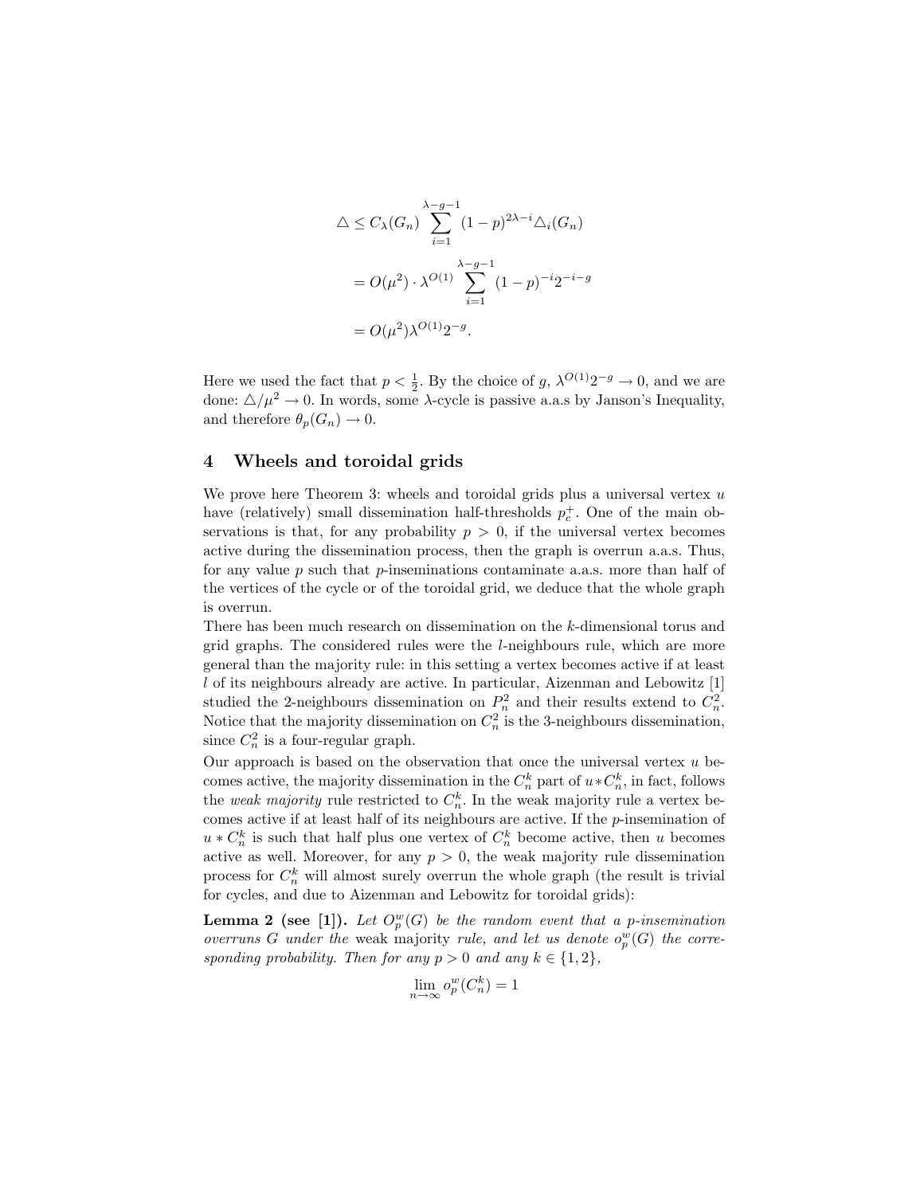$$
\begin{aligned}
\triangle &\leq C_\lambda(G_n) \sum_{i=1}^{\lambda-g-1} (1-p)^{2\lambda-i} \triangle_i(G_n) \\
&= O(\mu^2) \cdot \lambda^{O(1)} \sum_{i=1}^{\lambda-g-1} (1-p)^{-i} 2^{-i-g} \\
&= O(\mu^2) \lambda^{O(1)} 2^{-g}.
\end{aligned}
$$

Here we used the fact that $p < \frac{1}{2}$. By the choice of $g$, $\lambda^{O(1)} 2^{-g} \to 0$, and we are done: $\triangle/\mu^2 \to 0$. In words, some $\lambda$-cycle is passive a.a.s by Janson's Inequality, and therefore $\theta_p(G_n) \to 0$.

## 4 Wheels and toroidal grids

We prove here Theorem 3: wheels and toroidal grids plus a universal vertex $u$ have (relatively) small dissemination half-thresholds $p_c^+$. One of the main observations is that, for any probability $p > 0$, if the universal vertex becomes active during the dissemination process, then the graph is overrun a.a.s. Thus, for any value $p$ such that $p$-inseminations contaminate a.a.s. more than half of the vertices of the cycle or of the toroidal grid, we deduce that the whole graph is overrun.

There has been much research on dissemination on the $k$-dimensional torus and grid graphs. The considered rules were the $l$-neighbours rule, which are more general than the majority rule: in this setting a vertex becomes active if at least $l$ of its neighbours already are active. In particular, Aizenman and Lebowitz [1] studied the 2-neighbours dissemination on $P_n^2$ and their results extend to $C_n^2$. Notice that the majority dissemination on $C_n^2$ is the 3-neighbours dissemination, since $C_n^2$ is a four-regular graph.

Our approach is based on the observation that once the universal vertex $u$ becomes active, the majority dissemination in the $C_n^k$ part of $u * C_n^k$, in fact, follows the *weak majority* rule restricted to $C_n^k$. In the weak majority rule a vertex becomes active if at least half of its neighbours are active. If the $p$-insemination of $u * C_n^k$ is such that half plus one vertex of $C_n^k$ become active, then $u$ becomes active as well. Moreover, for any $p > 0$, the weak majority rule dissemination process for $C_n^k$ will almost surely overrun the whole graph (the result is trivial for cycles, and due to Aizenman and Lebowitz for toroidal grids):

**Lemma 2 (see [1]).** *Let $O_p^w(G)$ be the random event that a $p$-insemination overruns $G$ under the* weak majority *rule, and let us denote $o_p^w(G)$ the corresponding probability. Then for any $p > 0$ and any $k \in \{1, 2\}$,*

$$
\lim_{n\to\infty} o_p^w(C_n^k) = 1
$$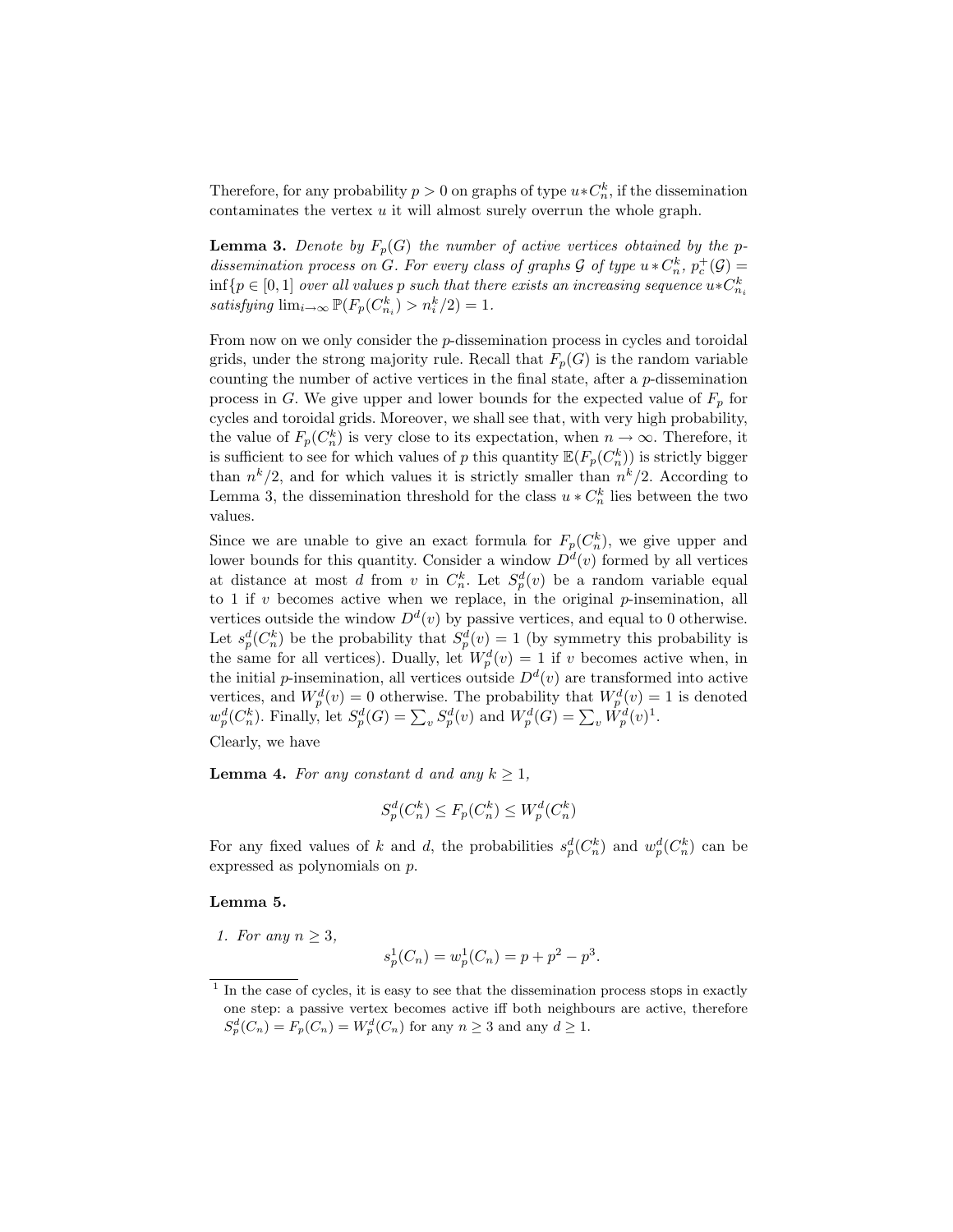Therefore, for any probability $p > 0$ on graphs of type $u * C_n^k$, if the dissemination contaminates the vertex $u$ it will almost surely overrun the whole graph.

**Lemma 3.** *Denote by $F_p(G)$ the number of active vertices obtained by the $p$-dissemination process on $G$. For every class of graphs $\mathcal{G}$ of type $u * C_n^k$, $p_c^+(\mathcal{G}) = \inf\{p \in [0,1]$ over all values $p$ such that there exists an increasing sequence $u * C_{n_i}^k$ satisfying $\lim_{i\to\infty} \mathbb{P}(F_p(C_{n_i}^k) > n_i^k/2) = 1$.*

From now on we only consider the $p$-dissemination process in cycles and toroidal grids, under the strong majority rule. Recall that $F_p(G)$ is the random variable counting the number of active vertices in the final state, after a $p$-dissemination process in $G$. We give upper and lower bounds for the expected value of $F_p$ for cycles and toroidal grids. Moreover, we shall see that, with very high probability, the value of $F_p(C_n^k)$ is very close to its expectation, when $n \to \infty$. Therefore, it is sufficient to see for which values of $p$ this quantity $\mathbb{E}(F_p(C_n^k))$ is strictly bigger than $n^k/2$, and for which values it is strictly smaller than $n^k/2$. According to Lemma 3, the dissemination threshold for the class $u * C_n^k$ lies between the two values.

Since we are unable to give an exact formula for $F_p(C_n^k)$, we give upper and lower bounds for this quantity. Consider a window $D^d(v)$ formed by all vertices at distance at most $d$ from $v$ in $C_n^k$. Let $S_p^d(v)$ be a random variable equal to 1 if $v$ becomes active when we replace, in the original $p$-insemination, all vertices outside the window $D^d(v)$ by passive vertices, and equal to 0 otherwise. Let $s_p^d(C_n^k)$ be the probability that $S_p^d(v) = 1$ (by symmetry this probability is the same for all vertices). Dually, let $W_p^d(v) = 1$ if $v$ becomes active when, in the initial $p$-insemination, all vertices outside $D^d(v)$ are transformed into active vertices, and $W_p^d(v) = 0$ otherwise. The probability that $W_p^d(v) = 1$ is denoted $w_p^d(C_n^k)$. Finally, let $S_p^d(G) = \sum_v S_p^d(v)$ and $W_p^d(G) = \sum_v W_p^d(v)$[1].

Clearly, we have

**Lemma 4.** *For any constant $d$ and any $k \geq 1$,*

$$S_p^d(C_n^k) \leq F_p(C_n^k) \leq W_p^d(C_n^k)$$

For any fixed values of $k$ and $d$, the probabilities $s_p^d(C_n^k)$ and $w_p^d(C_n^k)$ can be expressed as polynomials on $p$.

**Lemma 5.**

1. *For any $n \geq 3$,*

$$s_p^1(C_n) = w_p^1(C_n) = p + p^2 - p^3.$$

[1] In the case of cycles, it is easy to see that the dissemination process stops in exactly one step: a passive vertex becomes active iff both neighbours are active, therefore $S_p^d(C_n) = F_p(C_n) = W_p^d(C_n)$ for any $n \geq 3$ and any $d \geq 1$.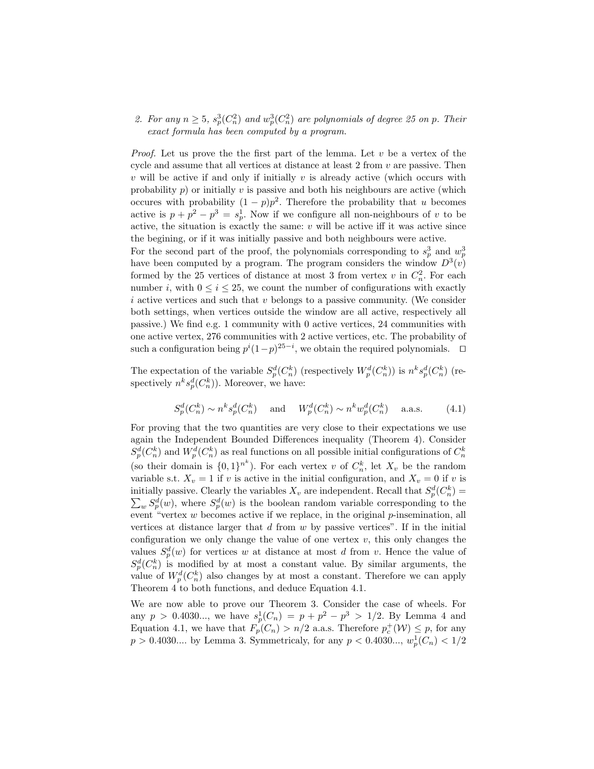2. *For any $n \geq 5$, $s_p^3(C_n^2)$ and $w_p^3(C_n^2)$ are polynomials of degree 25 on $p$. Their exact formula has been computed by a program.*

*Proof.* Let us prove the the first part of the lemma. Let $v$ be a vertex of the cycle and assume that all vertices at distance at least 2 from $v$ are passive. Then $v$ will be active if and only if initially $v$ is already active (which occurs with probability $p$) or initially $v$ is passive and both his neighbours are active (which occures with probability $(1-p)p^2$. Therefore the probability that $u$ becomes active is $p + p^2 - p^3 = s_p^1$. Now if we configure all non-neighbours of $v$ to be active, the situation is exactly the same: $v$ will be active iff it was active since the begining, or if it was initially passive and both neighbours were active.
For the second part of the proof, the polynomials corresponding to $s_p^3$ and $w_p^3$ have been computed by a program. The program considers the window $D^3(v)$ formed by the 25 vertices of distance at most 3 from vertex $v$ in $C_n^2$. For each number $i$, with $0 \leq i \leq 25$, we count the number of configurations with exactly $i$ active vertices and such that $v$ belongs to a passive community. (We consider both settings, when vertices outside the window are all active, respectively all passive.) We find e.g. 1 community with 0 active vertices, 24 communities with one active vertex, 276 communities with 2 active vertices, etc. The probability of such a configuration being $p^i(1-p)^{25-i}$, we obtain the required polynomials. $\square$

The expectation of the variable $S_p^d(C_n^k)$ (respectively $W_p^d(C_n^k)$) is $n^k s_p^d(C_n^k)$ (respectively $n^k s_p^d(C_n^k)$). Moreover, we have:

$$S_p^d(C_n^k) \sim n^k s_p^d(C_n^k) \quad \text{and} \quad W_p^d(C_n^k) \sim n^k w_p^d(C_n^k) \quad \text{a.a.s.} \tag{4.1}$$

For proving that the two quantities are very close to their expectations we use again the Independent Bounded Differences inequality (Theorem 4). Consider $S_p^d(C_n^k)$ and $W_p^d(C_n^k)$ as real functions on all possible initial configurations of $C_n^k$ (so their domain is $\{0,1\}^{n^k}$). For each vertex $v$ of $C_n^k$, let $X_v$ be the random variable s.t. $X_v = 1$ if $v$ is active in the initial configuration, and $X_v = 0$ if $v$ is initially passive. Clearly the variables $X_v$ are independent. Recall that $S_p^d(C_n^k) = \sum_w S_p^d(w)$, where $S_p^d(w)$ is the boolean random variable corresponding to the event "vertex $w$ becomes active if we replace, in the original $p$-insemination, all vertices at distance larger that $d$ from $w$ by passive vertices". If in the initial configuration we only change the value of one vertex $v$, this only changes the values $S_p^d(w)$ for vertices $w$ at distance at most $d$ from $v$. Hence the value of $S_p^d(C_n^k)$ is modified by at most a constant value. By similar arguments, the value of $W_p^d(C_n^k)$ also changes by at most a constant. Therefore we can apply Theorem 4 to both functions, and deduce Equation 4.1.

We are now able to prove our Theorem 3. Consider the case of wheels. For any $p > 0.4030...$, we have $s_p^1(C_n) = p + p^2 - p^3 > 1/2$. By Lemma 4 and Equation 4.1, we have that $F_p(C_n) > n/2$ a.a.s. Therefore $p_c^+(\mathcal{W}) \leq p$, for any $p > 0.4030....$ by Lemma 3. Symmetricaly, for any $p < 0.4030...$, $w_p^1(C_n) < 1/2$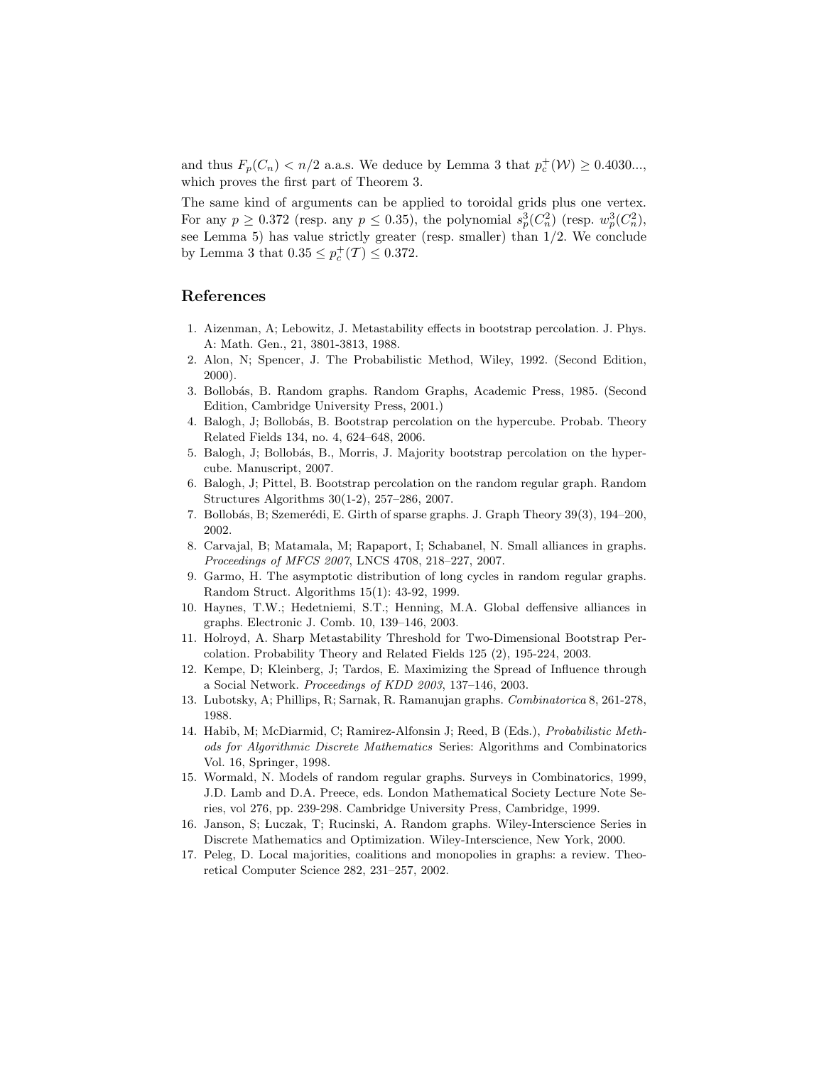and thus $F_p(C_n) < n/2$ a.a.s. We deduce by Lemma 3 that $p_c^+(\mathcal{W}) \geq 0.4030...$, which proves the first part of Theorem 3.

The same kind of arguments can be applied to toroidal grids plus one vertex. For any $p \geq 0.372$ (resp. any $p \leq 0.35$), the polynomial $s_p^3(C_n^2)$ (resp. $w_p^3(C_n^2)$, see Lemma 5) has value strictly greater (resp. smaller) than 1/2. We conclude by Lemma 3 that $0.35 \leq p_c^+(\mathcal{T}) \leq 0.372$.

## References

1. Aizenman, A; Lebowitz, J. Metastability effects in bootstrap percolation. J. Phys. A: Math. Gen., 21, 3801-3813, 1988.
2. Alon, N; Spencer, J. The Probabilistic Method, Wiley, 1992. (Second Edition, 2000).
3. Bollobás, B. Random graphs. Random Graphs, Academic Press, 1985. (Second Edition, Cambridge University Press, 2001.)
4. Balogh, J; Bollobás, B. Bootstrap percolation on the hypercube. Probab. Theory Related Fields 134, no. 4, 624–648, 2006.
5. Balogh, J; Bollobás, B., Morris, J. Majority bootstrap percolation on the hypercube. Manuscript, 2007.
6. Balogh, J; Pittel, B. Bootstrap percolation on the random regular graph. Random Structures Algorithms 30(1-2), 257–286, 2007.
7. Bollobás, B; Szemerédi, E. Girth of sparse graphs. J. Graph Theory 39(3), 194–200, 2002.
8. Carvajal, B; Matamala, M; Rapaport, I; Schabanel, N. Small alliances in graphs. *Proceedings of MFCS 2007*, LNCS 4708, 218–227, 2007.
9. Garmo, H. The asymptotic distribution of long cycles in random regular graphs. Random Struct. Algorithms 15(1): 43-92, 1999.
10. Haynes, T.W.; Hedetniemi, S.T.; Henning, M.A. Global deffensive alliances in graphs. Electronic J. Comb. 10, 139–146, 2003.
11. Holroyd, A. Sharp Metastability Threshold for Two-Dimensional Bootstrap Percolation. Probability Theory and Related Fields 125 (2), 195-224, 2003.
12. Kempe, D; Kleinberg, J; Tardos, E. Maximizing the Spread of Influence through a Social Network. *Proceedings of KDD 2003*, 137–146, 2003.
13. Lubotsky, A; Phillips, R; Sarnak, R. Ramanujan graphs. *Combinatorica* 8, 261-278, 1988.
14. Habib, M; McDiarmid, C; Ramirez-Alfonsin J; Reed, B (Eds.), *Probabilistic Methods for Algorithmic Discrete Mathematics* Series: Algorithms and Combinatorics Vol. 16, Springer, 1998.
15. Wormald, N. Models of random regular graphs. Surveys in Combinatorics, 1999, J.D. Lamb and D.A. Preece, eds. London Mathematical Society Lecture Note Series, vol 276, pp. 239-298. Cambridge University Press, Cambridge, 1999.
16. Janson, S; Łuczak, T; Rucinski, A. Random graphs. Wiley-Interscience Series in Discrete Mathematics and Optimization. Wiley-Interscience, New York, 2000.
17. Peleg, D. Local majorities, coalitions and monopolies in graphs: a review. Theoretical Computer Science 282, 231–257, 2002.